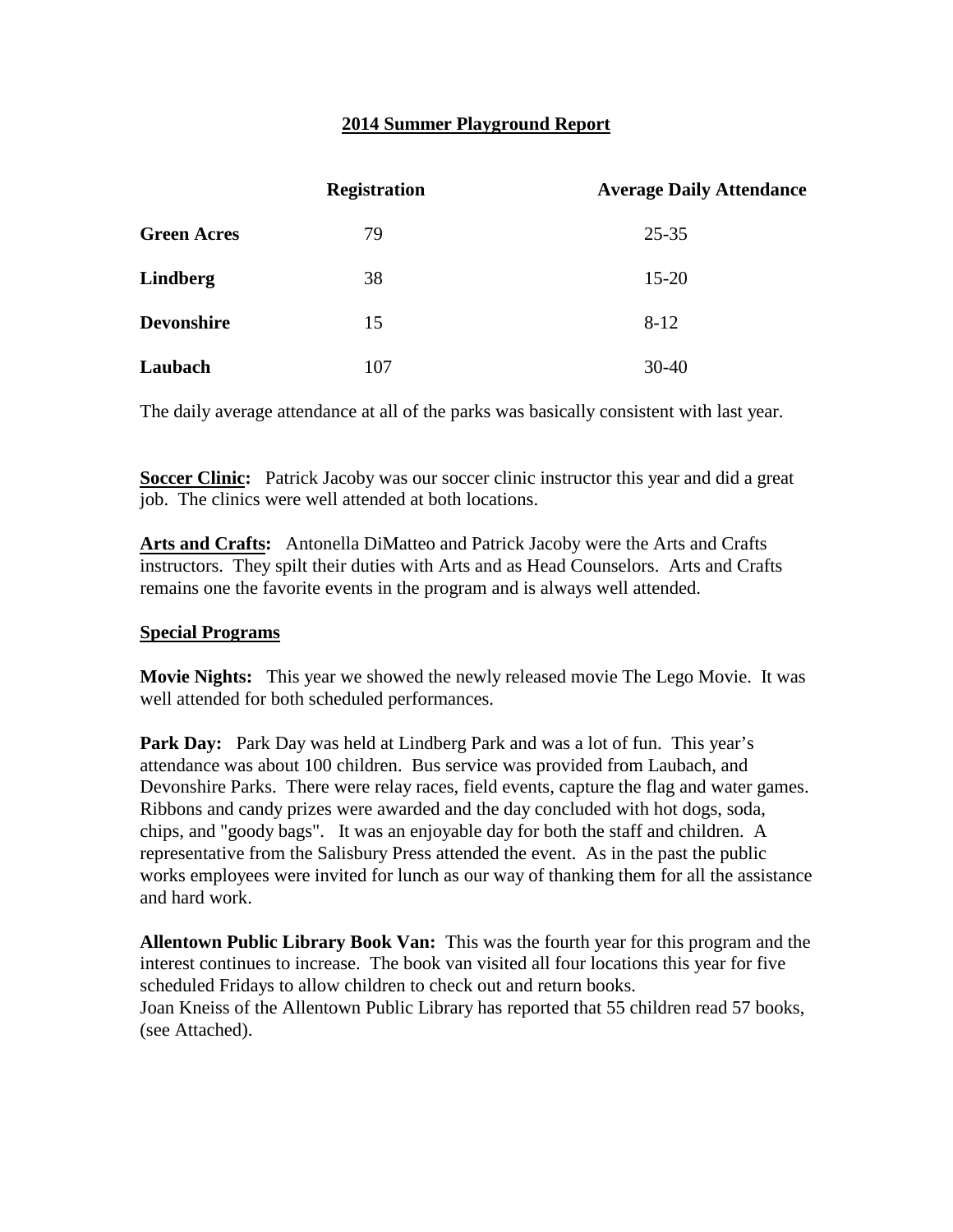# 2014 Summer Playground Report

| | Registration | Average Daily Attendance |
|---|---|---|
| **Green Acres** | 79 | 25-35 |
| **Lindberg** | 38 | 15-20 |
| **Devonshire** | 15 | 8-12 |
| **Laubach** | 107 | 30-40 |

The daily average attendance at all of the parks was basically consistent with last year.

**Soccer Clinic:** Patrick Jacoby was our soccer clinic instructor this year and did a great job. The clinics were well attended at both locations.

**Arts and Crafts:** Antonella DiMatteo and Patrick Jacoby were the Arts and Crafts instructors. They spilt their duties with Arts and as Head Counselors. Arts and Crafts remains one the favorite events in the program and is always well attended.

## Special Programs

**Movie Nights:** This year we showed the newly released movie The Lego Movie. It was well attended for both scheduled performances.

**Park Day:** Park Day was held at Lindberg Park and was a lot of fun. This year's attendance was about 100 children. Bus service was provided from Laubach, and Devonshire Parks. There were relay races, field events, capture the flag and water games. Ribbons and candy prizes were awarded and the day concluded with hot dogs, soda, chips, and "goody bags". It was an enjoyable day for both the staff and children. A representative from the Salisbury Press attended the event. As in the past the public works employees were invited for lunch as our way of thanking them for all the assistance and hard work.

**Allentown Public Library Book Van:** This was the fourth year for this program and the interest continues to increase. The book van visited all four locations this year for five scheduled Fridays to allow children to check out and return books.
Joan Kneiss of the Allentown Public Library has reported that 55 children read 57 books, (see Attached).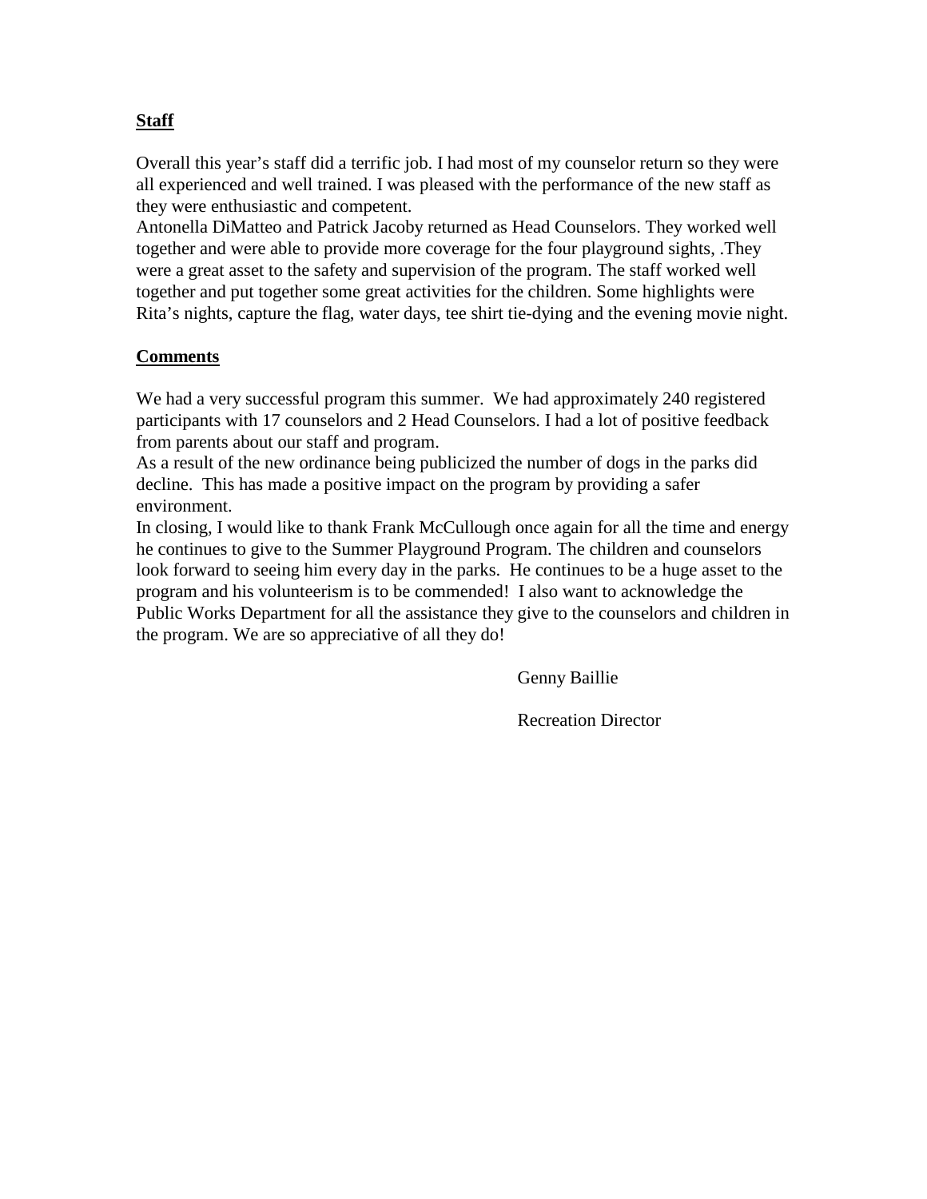**Staff**

Overall this year's staff did a terrific job. I had most of my counselor return so they were all experienced and well trained. I was pleased with the performance of the new staff as they were enthusiastic and competent.
Antonella DiMatteo and Patrick Jacoby returned as Head Counselors. They worked well together and were able to provide more coverage for the four playground sights, .They were a great asset to the safety and supervision of the program. The staff worked well together and put together some great activities for the children. Some highlights were Rita's nights, capture the flag, water days, tee shirt tie-dying and the evening movie night.

**Comments**

We had a very successful program this summer. We had approximately 240 registered participants with 17 counselors and 2 Head Counselors. I had a lot of positive feedback from parents about our staff and program.
As a result of the new ordinance being publicized the number of dogs in the parks did decline. This has made a positive impact on the program by providing a safer environment.
In closing, I would like to thank Frank McCullough once again for all the time and energy he continues to give to the Summer Playground Program. The children and counselors look forward to seeing him every day in the parks. He continues to be a huge asset to the program and his volunteerism is to be commended! I also want to acknowledge the Public Works Department for all the assistance they give to the counselors and children in the program. We are so appreciative of all they do!

Genny Baillie

Recreation Director